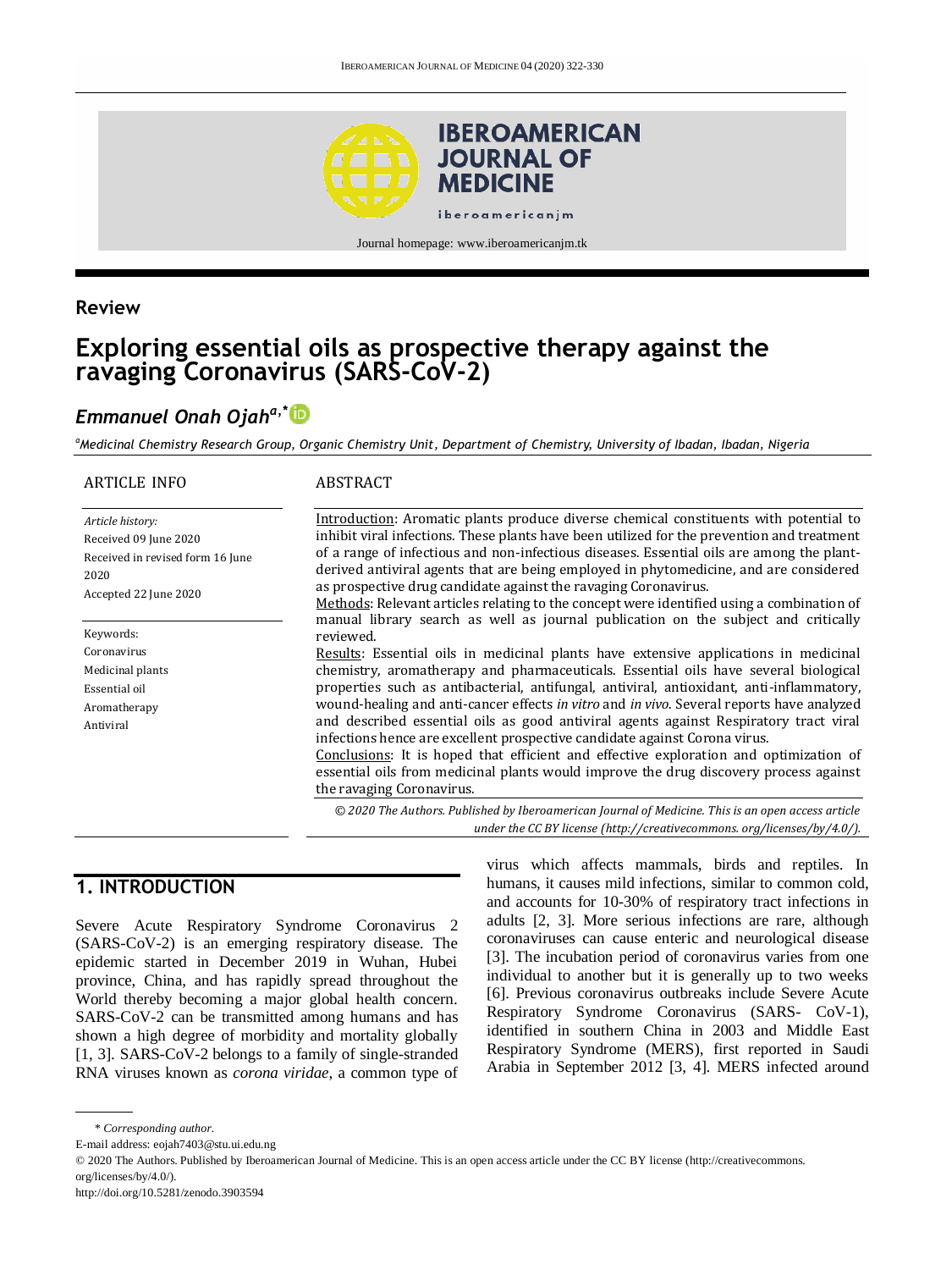**Review**

# Exploring essential oils as prospective therapy against the ravaging Coronavirus (SARS-CoV-2)

## *Emmanuel Onah Ojah*[a,*]

[a] *Medicinal Chemistry Research Group, Organic Chemistry Unit, Department of Chemistry, University of Ibadan, Ibadan, Nigeria*

**ARTICLE INFO**

*Article history:*
Received 09 June 2020
Received in revised form 16 June 2020
Accepted 22 June 2020

Keywords:
Coronavirus
Medicinal plants
Essential oil
Aromatherapy
Antiviral

**ABSTRACT**

Introduction: Aromatic plants produce diverse chemical constituents with potential to inhibit viral infections. These plants have been utilized for the prevention and treatment of a range of infectious and non-infectious diseases. Essential oils are among the plant-derived antiviral agents that are being employed in phytomedicine, and are considered as prospective drug candidate against the ravaging Coronavirus.

Methods: Relevant articles relating to the concept were identified using a combination of manual library search as well as journal publication on the subject and critically reviewed.

Results: Essential oils in medicinal plants have extensive applications in medicinal chemistry, aromatherapy and pharmaceuticals. Essential oils have several biological properties such as antibacterial, antifungal, antiviral, antioxidant, anti-inflammatory, wound-healing and anti-cancer effects *in vitro* and *in vivo*. Several reports have analyzed and described essential oils as good antiviral agents against Respiratory tract viral infections hence are excellent prospective candidate against Corona virus.

Conclusions: It is hoped that efficient and effective exploration and optimization of essential oils from medicinal plants would improve the drug discovery process against the ravaging Coronavirus.

*© 2020 The Authors. Published by Iberoamerican Journal of Medicine. This is an open access article under the CC BY license (http://creativecommons. org/licenses/by/4.0/).*

## 1. INTRODUCTION

Severe Acute Respiratory Syndrome Coronavirus 2 (SARS-CoV-2) is an emerging respiratory disease. The epidemic started in December 2019 in Wuhan, Hubei province, China, and has rapidly spread throughout the World thereby becoming a major global health concern. SARS-CoV-2 can be transmitted among humans and has shown a high degree of morbidity and mortality globally [1, 3]. SARS-CoV-2 belongs to a family of single-stranded RNA viruses known as *corona viridae*, a common type of virus which affects mammals, birds and reptiles. In humans, it causes mild infections, similar to common cold, and accounts for 10-30% of respiratory tract infections in adults [2, 3]. More serious infections are rare, although coronaviruses can cause enteric and neurological disease [3]. The incubation period of coronavirus varies from one individual to another but it is generally up to two weeks [6]. Previous coronavirus outbreaks include Severe Acute Respiratory Syndrome Coronavirus (SARS- CoV-1), identified in southern China in 2003 and Middle East Respiratory Syndrome (MERS), first reported in Saudi Arabia in September 2012 [3, 4]. MERS infected around

\* *Corresponding author.*
E-mail address: eojah7403@stu.ui.edu.ng
© 2020 The Authors. Published by Iberoamerican Journal of Medicine. This is an open access article under the CC BY license (http://creativecommons. org/licenses/by/4.0/).
http://doi.org/10.5281/zenodo.3903594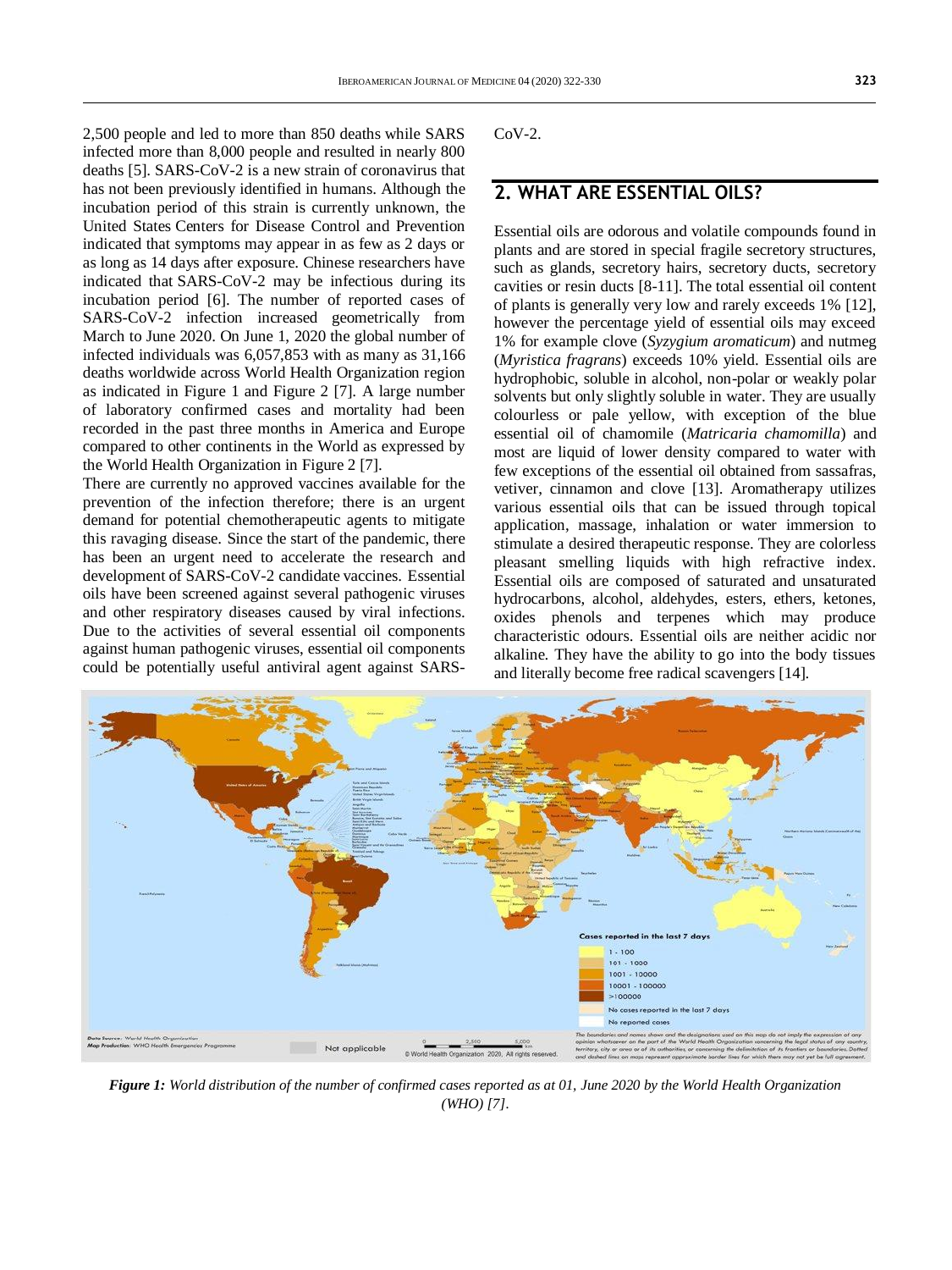2,500 people and led to more than 850 deaths while SARS infected more than 8,000 people and resulted in nearly 800 deaths [5]. SARS-CoV-2 is a new strain of coronavirus that has not been previously identified in humans. Although the incubation period of this strain is currently unknown, the United States Centers for Disease Control and Prevention indicated that symptoms may appear in as few as 2 days or as long as 14 days after exposure. Chinese researchers have indicated that SARS-CoV-2 may be infectious during its incubation period [6]. The number of reported cases of SARS-CoV-2 infection increased geometrically from March to June 2020. On June 1, 2020 the global number of infected individuals was 6,057,853 with as many as 31,166 deaths worldwide across World Health Organization region as indicated in Figure 1 and Figure 2 [7]. A large number of laboratory confirmed cases and mortality had been recorded in the past three months in America and Europe compared to other continents in the World as expressed by the World Health Organization in Figure 2 [7].

There are currently no approved vaccines available for the prevention of the infection therefore; there is an urgent demand for potential chemotherapeutic agents to mitigate this ravaging disease. Since the start of the pandemic, there has been an urgent need to accelerate the research and development of SARS-CoV-2 candidate vaccines. Essential oils have been screened against several pathogenic viruses and other respiratory diseases caused by viral infections. Due to the activities of several essential oil components against human pathogenic viruses, essential oil components could be potentially useful antiviral agent against SARS-CoV-2.

## 2. WHAT ARE ESSENTIAL OILS?

Essential oils are odorous and volatile compounds found in plants and are stored in special fragile secretory structures, such as glands, secretory hairs, secretory ducts, secretory cavities or resin ducts [8-11]. The total essential oil content of plants is generally very low and rarely exceeds 1% [12], however the percentage yield of essential oils may exceed 1% for example clove (*Syzygium aromaticum*) and nutmeg (*Myristica fragrans*) exceeds 10% yield. Essential oils are hydrophobic, soluble in alcohol, non-polar or weakly polar solvents but only slightly soluble in water. They are usually colourless or pale yellow, with exception of the blue essential oil of chamomile (*Matricaria chamomilla*) and most are liquid of lower density compared to water with few exceptions of the essential oil obtained from sassafras, vetiver, cinnamon and clove [13]. Aromatherapy utilizes various essential oils that can be issued through topical application, massage, inhalation or water immersion to stimulate a desired therapeutic response. They are colorless pleasant smelling liquids with high refractive index. Essential oils are composed of saturated and unsaturated hydrocarbons, alcohol, aldehydes, esters, ethers, ketones, oxides phenols and terpenes which may produce characteristic odours. Essential oils are neither acidic nor alkaline. They have the ability to go into the body tissues and literally become free radical scavengers [14].

*Figure 1: World distribution of the number of confirmed cases reported as at 01, June 2020 by the World Health Organization (WHO) [7].*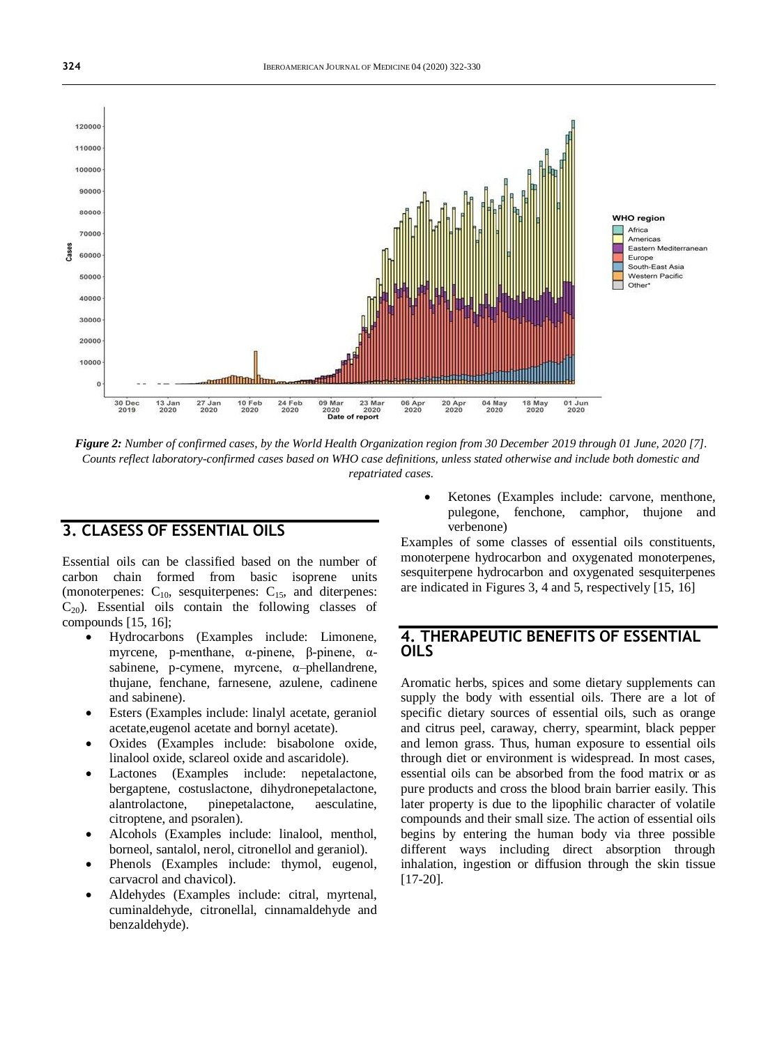*Figure 2: Number of confirmed cases, by the World Health Organization region from 30 December 2019 through 01 June, 2020 [7]. Counts reflect laboratory-confirmed cases based on WHO case definitions, unless stated otherwise and include both domestic and repatriated cases.*

## 3. CLASESS OF ESSENTIAL OILS

Essential oils can be classified based on the number of carbon chain formed from basic isoprene units (monoterpenes: $C_{10}$, sesquiterpenes: $C_{15}$, and diterpenes: $C_{20}$). Essential oils contain the following classes of compounds [15, 16];

- Hydrocarbons (Examples include: Limonene, myrcene, p-menthane, α-pinene, β-pinene, α-sabinene, p-cymene, myrcene, α–phellandrene, thujane, fenchane, farnesene, azulene, cadinene and sabinene).
- Esters (Examples include: linalyl acetate, geraniol acetate,eugenol acetate and bornyl acetate).
- Oxides (Examples include: bisabolone oxide, linalool oxide, sclareol oxide and ascaridole).
- Lactones (Examples include: nepetalactone, bergaptene, costuslactone, dihydronepetalactone, alantrolactone, pinepetalactone, aesculatine, citroptene, and psoralen).
- Alcohols (Examples include: linalool, menthol, borneol, santalol, nerol, citronellol and geraniol).
- Phenols (Examples include: thymol, eugenol, carvacrol and chavicol).
- Aldehydes (Examples include: citral, myrtenal, cuminaldehyde, citronellal, cinnamaldehyde and benzaldehyde).
- Ketones (Examples include: carvone, menthone, pulegone, fenchone, camphor, thujone and verbenone)

Examples of some classes of essential oils constituents, monoterpene hydrocarbon and oxygenated monoterpenes, sesquiterpene hydrocarbon and oxygenated sesquiterpenes are indicated in Figures 3, 4 and 5, respectively [15, 16]

## 4. THERAPEUTIC BENEFITS OF ESSENTIAL OILS

Aromatic herbs, spices and some dietary supplements can supply the body with essential oils. There are a lot of specific dietary sources of essential oils, such as orange and citrus peel, caraway, cherry, spearmint, black pepper and lemon grass. Thus, human exposure to essential oils through diet or environment is widespread. In most cases, essential oils can be absorbed from the food matrix or as pure products and cross the blood brain barrier easily. This later property is due to the lipophilic character of volatile compounds and their small size. The action of essential oils begins by entering the human body via three possible different ways including direct absorption through inhalation, ingestion or diffusion through the skin tissue [17-20].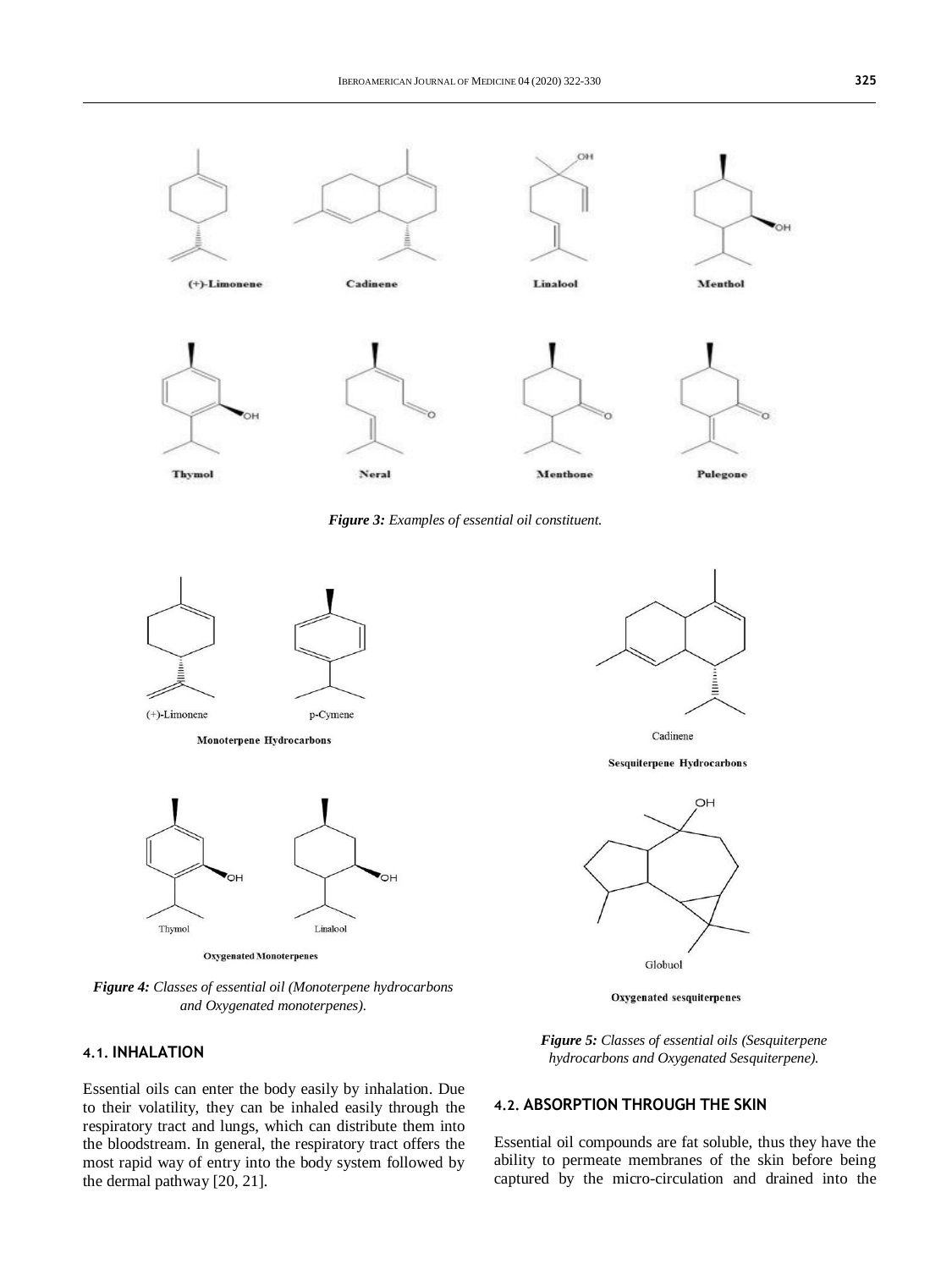*Figure 3: Examples of essential oil constituent.*

*Figure 4: Classes of essential oil (Monoterpene hydrocarbons and Oxygenated monoterpenes).*

*Figure 5: Classes of essential oils (Sesquiterpene hydrocarbons and Oxygenated Sesquiterpene).*

### 4.1. INHALATION

Essential oils can enter the body easily by inhalation. Due to their volatility, they can be inhaled easily through the respiratory tract and lungs, which can distribute them into the bloodstream. In general, the respiratory tract offers the most rapid way of entry into the body system followed by the dermal pathway [20, 21].

### 4.2. ABSORPTION THROUGH THE SKIN

Essential oil compounds are fat soluble, thus they have the ability to permeate membranes of the skin before being captured by the micro-circulation and drained into the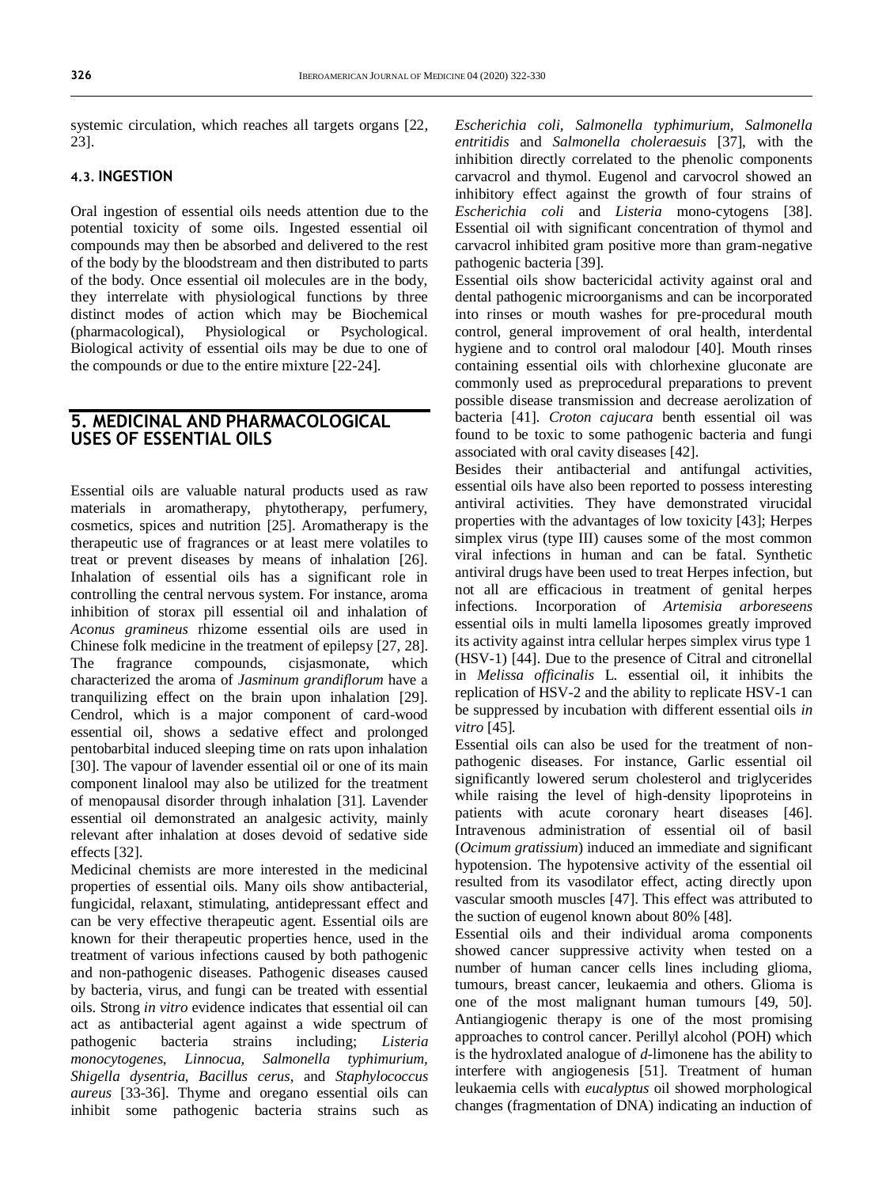systemic circulation, which reaches all targets organs [22, 23].

### 4.3. INGESTION

Oral ingestion of essential oils needs attention due to the potential toxicity of some oils. Ingested essential oil compounds may then be absorbed and delivered to the rest of the body by the bloodstream and then distributed to parts of the body. Once essential oil molecules are in the body, they interrelate with physiological functions by three distinct modes of action which may be Biochemical (pharmacological), Physiological or Psychological. Biological activity of essential oils may be due to one of the compounds or due to the entire mixture [22-24].

## 5. MEDICINAL AND PHARMACOLOGICAL USES OF ESSENTIAL OILS

Essential oils are valuable natural products used as raw materials in aromatherapy, phytotherapy, perfumery, cosmetics, spices and nutrition [25]. Aromatherapy is the therapeutic use of fragrances or at least mere volatiles to treat or prevent diseases by means of inhalation [26]. Inhalation of essential oils has a significant role in controlling the central nervous system. For instance, aroma inhibition of storax pill essential oil and inhalation of *Aconus gramineus* rhizome essential oils are used in Chinese folk medicine in the treatment of epilepsy [27, 28]. The fragrance compounds, cisjasmonate, which characterized the aroma of *Jasminum grandiflorum* have a tranquilizing effect on the brain upon inhalation [29]. Cendrol, which is a major component of card-wood essential oil, shows a sedative effect and prolonged pentobarbital induced sleeping time on rats upon inhalation [30]. The vapour of lavender essential oil or one of its main component linalool may also be utilized for the treatment of menopausal disorder through inhalation [31]. Lavender essential oil demonstrated an analgesic activity, mainly relevant after inhalation at doses devoid of sedative side effects [32].

Medicinal chemists are more interested in the medicinal properties of essential oils. Many oils show antibacterial, fungicidal, relaxant, stimulating, antidepressant effect and can be very effective therapeutic agent. Essential oils are known for their therapeutic properties hence, used in the treatment of various infections caused by both pathogenic and non-pathogenic diseases. Pathogenic diseases caused by bacteria, virus, and fungi can be treated with essential oils. Strong *in vitro* evidence indicates that essential oil can act as antibacterial agent against a wide spectrum of pathogenic bacteria strains including; *Listeria monocytogenes*, *Linnocua*, *Salmonella typhimurium*, *Shigella dysentria*, *Bacillus cerus*, and *Staphylococcus aureus* [33-36]. Thyme and oregano essential oils can inhibit some pathogenic bacteria strains such as *Escherichia coli*, *Salmonella typhimurium*, *Salmonella entritidis* and *Salmonella choleraesuis* [37], with the inhibition directly correlated to the phenolic components carvacrol and thymol. Eugenol and carvocrol showed an inhibitory effect against the growth of four strains of *Escherichia coli* and *Listeria* mono-cytogens [38]. Essential oil with significant concentration of thymol and carvacrol inhibited gram positive more than gram-negative pathogenic bacteria [39].

Essential oils show bactericidal activity against oral and dental pathogenic microorganisms and can be incorporated into rinses or mouth washes for pre-procedural mouth control, general improvement of oral health, interdental hygiene and to control oral malodour [40]. Mouth rinses containing essential oils with chlorhexine gluconate are commonly used as preprocedural preparations to prevent possible disease transmission and decrease aerolization of bacteria [41]. *Croton cajucara* benth essential oil was found to be toxic to some pathogenic bacteria and fungi associated with oral cavity diseases [42].

Besides their antibacterial and antifungal activities, essential oils have also been reported to possess interesting antiviral activities. They have demonstrated virucidal properties with the advantages of low toxicity [43]; Herpes simplex virus (type III) causes some of the most common viral infections in human and can be fatal. Synthetic antiviral drugs have been used to treat Herpes infection, but not all are efficacious in treatment of genital herpes infections. Incorporation of *Artemisia arboreseens* essential oils in multi lamella liposomes greatly improved its activity against intra cellular herpes simplex virus type 1 (HSV-1) [44]. Due to the presence of Citral and citronellal in *Melissa officinalis* L. essential oil, it inhibits the replication of HSV-2 and the ability to replicate HSV-1 can be suppressed by incubation with different essential oils *in vitro* [45].

Essential oils can also be used for the treatment of non-pathogenic diseases. For instance, Garlic essential oil significantly lowered serum cholesterol and triglycerides while raising the level of high-density lipoproteins in patients with acute coronary heart diseases [46]. Intravenous administration of essential oil of basil (*Ocimum gratissium*) induced an immediate and significant hypotension. The hypotensive activity of the essential oil resulted from its vasodilator effect, acting directly upon vascular smooth muscles [47]. This effect was attributed to the suction of eugenol known about 80% [48].

Essential oils and their individual aroma components showed cancer suppressive activity when tested on a number of human cancer cells lines including glioma, tumours, breast cancer, leukaemia and others. Glioma is one of the most malignant human tumours [49, 50]. Antiangiogenic therapy is one of the most promising approaches to control cancer. Perillyl alcohol (POH) which is the hydroxlated analogue of *d*-limonene has the ability to interfere with angiogenesis [51]. Treatment of human leukaemia cells with *eucalyptus* oil showed morphological changes (fragmentation of DNA) indicating an induction of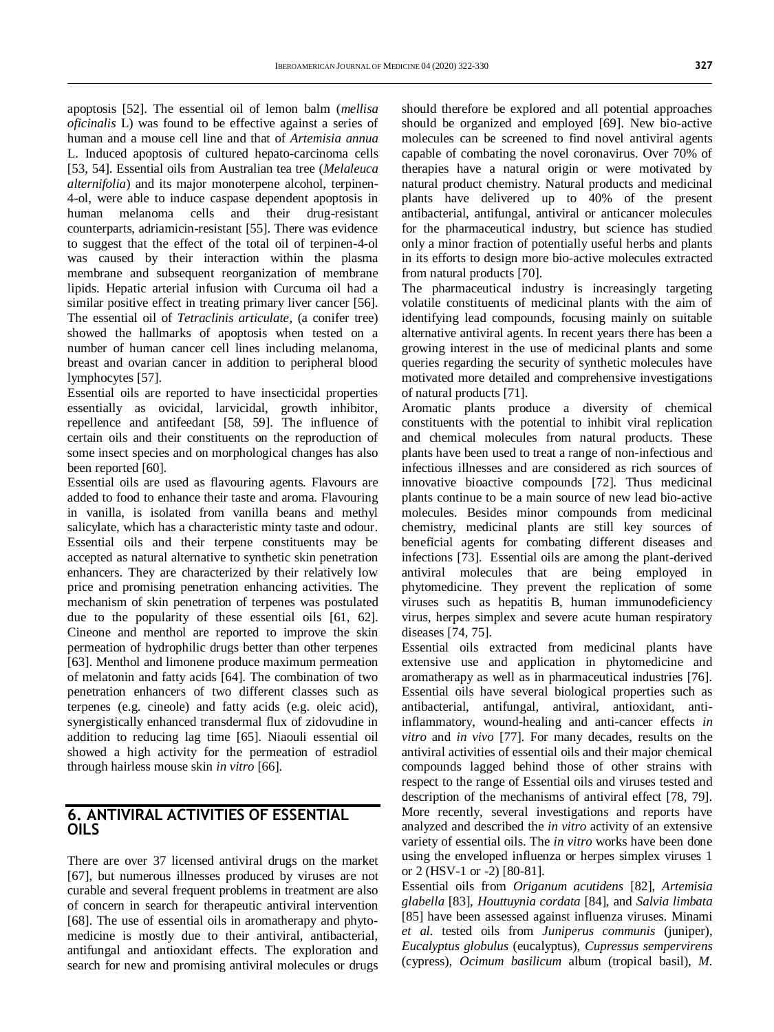apoptosis [52]. The essential oil of lemon balm (*mellisa oficinalis* L) was found to be effective against a series of human and a mouse cell line and that of *Artemisia annua* L. Induced apoptosis of cultured hepato-carcinoma cells [53, 54]. Essential oils from Australian tea tree (*Melaleuca alternifolia*) and its major monoterpene alcohol, terpinen-4-ol, were able to induce caspase dependent apoptosis in human melanoma cells and their drug-resistant counterparts, adriamicin-resistant [55]. There was evidence to suggest that the effect of the total oil of terpinen-4-ol was caused by their interaction within the plasma membrane and subsequent reorganization of membrane lipids. Hepatic arterial infusion with Curcuma oil had a similar positive effect in treating primary liver cancer [56]. The essential oil of *Tetraclinis articulate*, (a conifer tree) showed the hallmarks of apoptosis when tested on a number of human cancer cell lines including melanoma, breast and ovarian cancer in addition to peripheral blood lymphocytes [57].

Essential oils are reported to have insecticidal properties essentially as ovicidal, larvicidal, growth inhibitor, repellence and antifeedant [58, 59]. The influence of certain oils and their constituents on the reproduction of some insect species and on morphological changes has also been reported [60].

Essential oils are used as flavouring agents. Flavours are added to food to enhance their taste and aroma. Flavouring in vanilla, is isolated from vanilla beans and methyl salicylate, which has a characteristic minty taste and odour. Essential oils and their terpene constituents may be accepted as natural alternative to synthetic skin penetration enhancers. They are characterized by their relatively low price and promising penetration enhancing activities. The mechanism of skin penetration of terpenes was postulated due to the popularity of these essential oils [61, 62]. Cineone and menthol are reported to improve the skin permeation of hydrophilic drugs better than other terpenes [63]. Menthol and limonene produce maximum permeation of melatonin and fatty acids [64]. The combination of two penetration enhancers of two different classes such as terpenes (e.g. cineole) and fatty acids (e.g. oleic acid), synergistically enhanced transdermal flux of zidovudine in addition to reducing lag time [65]. Niaouli essential oil showed a high activity for the permeation of estradiol through hairless mouse skin *in vitro* [66].

## 6. ANTIVIRAL ACTIVITIES OF ESSENTIAL OILS

There are over 37 licensed antiviral drugs on the market [67], but numerous illnesses produced by viruses are not curable and several frequent problems in treatment are also of concern in search for therapeutic antiviral intervention [68]. The use of essential oils in aromatherapy and phyto-medicine is mostly due to their antiviral, antibacterial, antifungal and antioxidant effects. The exploration and search for new and promising antiviral molecules or drugs should therefore be explored and all potential approaches should be organized and employed [69]. New bio-active molecules can be screened to find novel antiviral agents capable of combating the novel coronavirus. Over 70% of therapies have a natural origin or were motivated by natural product chemistry. Natural products and medicinal plants have delivered up to 40% of the present antibacterial, antifungal, antiviral or anticancer molecules for the pharmaceutical industry, but science has studied only a minor fraction of potentially useful herbs and plants in its efforts to design more bio-active molecules extracted from natural products [70].

The pharmaceutical industry is increasingly targeting volatile constituents of medicinal plants with the aim of identifying lead compounds, focusing mainly on suitable alternative antiviral agents. In recent years there has been a growing interest in the use of medicinal plants and some queries regarding the security of synthetic molecules have motivated more detailed and comprehensive investigations of natural products [71].

Aromatic plants produce a diversity of chemical constituents with the potential to inhibit viral replication and chemical molecules from natural products. These plants have been used to treat a range of non-infectious and infectious illnesses and are considered as rich sources of innovative bioactive compounds [72]. Thus medicinal plants continue to be a main source of new lead bio-active molecules. Besides minor compounds from medicinal chemistry, medicinal plants are still key sources of beneficial agents for combating different diseases and infections [73]. Essential oils are among the plant-derived antiviral molecules that are being employed in phytomedicine. They prevent the replication of some viruses such as hepatitis B, human immunodeficiency virus, herpes simplex and severe acute human respiratory diseases [74, 75].

Essential oils extracted from medicinal plants have extensive use and application in phytomedicine and aromatherapy as well as in pharmaceutical industries [76]. Essential oils have several biological properties such as antibacterial, antifungal, antiviral, antioxidant, anti-inflammatory, wound-healing and anti-cancer effects *in vitro* and *in vivo* [77]. For many decades, results on the antiviral activities of essential oils and their major chemical compounds lagged behind those of other strains with respect to the range of Essential oils and viruses tested and description of the mechanisms of antiviral effect [78, 79]. More recently, several investigations and reports have analyzed and described the *in vitro* activity of an extensive variety of essential oils. The *in vitro* works have been done using the enveloped influenza or herpes simplex viruses 1 or 2 (HSV-1 or -2) [80-81].

Essential oils from *Origanum acutidens* [82], *Artemisia glabella* [83], *Houttuynia cordata* [84], and *Salvia limbata* [85] have been assessed against influenza viruses. Minami *et al*. tested oils from *Juniperus communis* (juniper), *Eucalyptus globulus* (eucalyptus), *Cupressus sempervirens* (cypress), *Ocimum basilicum* album (tropical basil), *M.*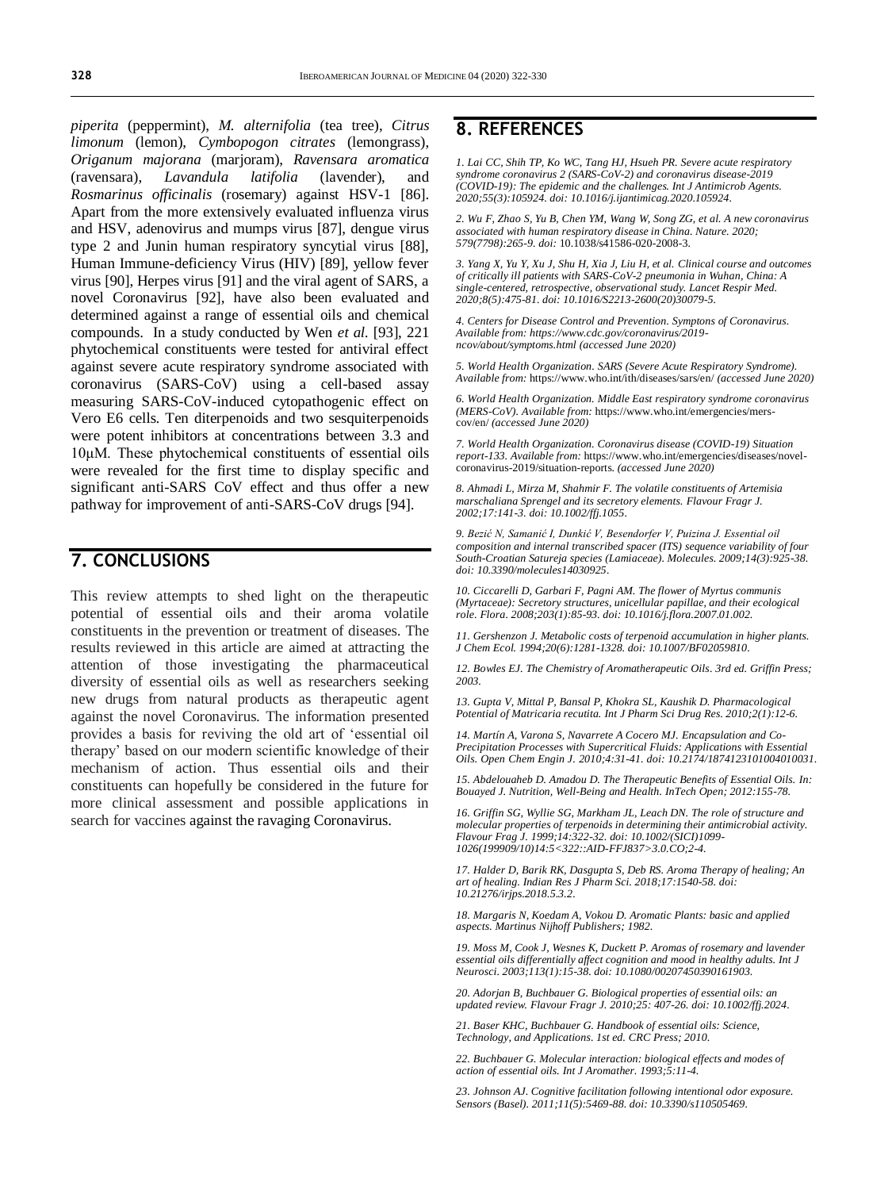*piperita* (peppermint), *M. alternifolia* (tea tree), *Citrus limonum* (lemon), *Cymbopogon citrates* (lemongrass), *Origanum majorana* (marjoram), *Ravensara aromatica* (ravensara), *Lavandula latifolia* (lavender), and *Rosmarinus officinalis* (rosemary) against HSV-1 [86]. Apart from the more extensively evaluated influenza virus and HSV, adenovirus and mumps virus [87], dengue virus type 2 and Junin human respiratory syncytial virus [88], Human Immune-deficiency Virus (HIV) [89], yellow fever virus [90], Herpes virus [91] and the viral agent of SARS, a novel Coronavirus [92], have also been evaluated and determined against a range of essential oils and chemical compounds. In a study conducted by Wen *et al.* [93], 221 phytochemical constituents were tested for antiviral effect against severe acute respiratory syndrome associated with coronavirus (SARS-CoV) using a cell-based assay measuring SARS-CoV-induced cytopathogenic effect on Vero E6 cells. Ten diterpenoids and two sesquiterpenoids were potent inhibitors at concentrations between 3.3 and 10μM. These phytochemical constituents of essential oils were revealed for the first time to display specific and significant anti-SARS CoV effect and thus offer a new pathway for improvement of anti-SARS-CoV drugs [94].

## 7. CONCLUSIONS

This review attempts to shed light on the therapeutic potential of essential oils and their aroma volatile constituents in the prevention or treatment of diseases. The results reviewed in this article are aimed at attracting the attention of those investigating the pharmaceutical diversity of essential oils as well as researchers seeking new drugs from natural products as therapeutic agent against the novel Coronavirus. The information presented provides a basis for reviving the old art of 'essential oil therapy' based on our modern scientific knowledge of their mechanism of action. Thus essential oils and their constituents can hopefully be considered in the future for more clinical assessment and possible applications in search for vaccines against the ravaging Coronavirus.

## 8. REFERENCES

*1. Lai CC, Shih TP, Ko WC, Tang HJ, Hsueh PR. Severe acute respiratory syndrome coronavirus 2 (SARS-CoV-2) and coronavirus disease-2019 (COVID-19): The epidemic and the challenges. Int J Antimicrob Agents. 2020;55(3):105924. doi: 10.1016/j.ijantimicag.2020.105924.*

*2. Wu F, Zhao S, Yu B, Chen YM, Wang W, Song ZG, et al. A new coronavirus associated with human respiratory disease in China. Nature. 2020; 579(7798):265-9. doi:* 10.1038/s41586-020-2008-3.

*3. Yang X, Yu Y, Xu J, Shu H, Xia J, Liu H, et al. Clinical course and outcomes of critically ill patients with SARS-CoV-2 pneumonia in Wuhan, China: A single-centered, retrospective, observational study. Lancet Respir Med. 2020;8(5):475-81. doi: 10.1016/S2213-2600(20)30079-5.*

*4. Centers for Disease Control and Prevention. Symptons of Coronavirus. Available from: https://www.cdc.gov/coronavirus/2019-ncov/about/symptoms.html (accessed June 2020)*

*5. World Health Organization. SARS (Severe Acute Respiratory Syndrome). Available from:* https://www.who.int/ith/diseases/sars/en/ *(accessed June 2020)*

*6. World Health Organization. Middle East respiratory syndrome coronavirus (MERS-CoV). Available from:* https://www.who.int/emergencies/mers-cov/en/ *(accessed June 2020)*

*7. World Health Organization. Coronavirus disease (COVID-19) Situation report-133. Available from:* https://www.who.int/emergencies/diseases/novel-coronavirus-2019/situation-reports. *(accessed June 2020)*

*8. Ahmadi L, Mirza M, Shahmir F. The volatile constituents of Artemisia marschaliana Sprengel and its secretory elements. Flavour Fragr J. 2002;17:141-3. doi: 10.1002/ffj.1055.*

*9. Bezić N, Samanić I, Dunkić V, Besendorfer V, Puizina J. Essential oil composition and internal transcribed spacer (ITS) sequence variability of four South-Croatian Satureja species (Lamiaceae). Molecules. 2009;14(3):925-38. doi: 10.3390/molecules14030925.*

*10. Ciccarelli D, Garbari F, Pagni AM. The flower of Myrtus communis (Myrtaceae): Secretory structures, unicellular papillae, and their ecological role. Flora. 2008;203(1):85-93. doi: 10.1016/j.flora.2007.01.002.*

*11. Gershenzon J. Metabolic costs of terpenoid accumulation in higher plants. J Chem Ecol. 1994;20(6):1281-1328. doi: 10.1007/BF02059810.*

*12. Bowles EJ. The Chemistry of Aromatherapeutic Oils. 3rd ed. Griffin Press; 2003.*

*13. Gupta V, Mittal P, Bansal P, Khokra SL, Kaushik D. Pharmacological Potential of Matricaria recutita. Int J Pharm Sci Drug Res. 2010;2(1):12-6.*

*14. Martín A, Varona S, Navarrete A Cocero MJ. Encapsulation and Co-Precipitation Processes with Supercritical Fluids: Applications with Essential Oils. Open Chem Engin J. 2010;4:31-41. doi: 10.2174/1874123101004010031.*

*15. Abdelouaheb D. Amadou D. The Therapeutic Benefits of Essential Oils. In: Bouayed J. Nutrition, Well-Being and Health. InTech Open; 2012:155-78.*

*16. Griffin SG, Wyllie SG, Markham JL, Leach DN. The role of structure and molecular properties of terpenoids in determining their antimicrobial activity. Flavour Frag J. 1999;14:322-32. doi: 10.1002/(SICI)1099-1026(199909/10)14:5<322::AID-FFJ837>3.0.CO;2-4.*

*17. Halder D, Barik RK, Dasgupta S, Deb RS. Aroma Therapy of healing; An art of healing. Indian Res J Pharm Sci. 2018;17:1540-58. doi: 10.21276/irjps.2018.5.3.2.*

*18. Margaris N, Koedam A, Vokou D. Aromatic Plants: basic and applied aspects. Martinus Nijhoff Publishers; 1982.*

*19. Moss M, Cook J, Wesnes K, Duckett P. Aromas of rosemary and lavender essential oils differentially affect cognition and mood in healthy adults. Int J Neurosci. 2003;113(1):15-38. doi: 10.1080/00207450390161903.*

*20. Adorjan B, Buchbauer G. Biological properties of essential oils: an updated review. Flavour Fragr J. 2010;25: 407-26. doi: 10.1002/ffj.2024.*

*21. Baser KHC, Buchbauer G. Handbook of essential oils: Science, Technology, and Applications. 1st ed. CRC Press; 2010.*

*22. Buchbauer G. Molecular interaction: biological effects and modes of action of essential oils. Int J Aromather. 1993;5:11-4.*

*23. Johnson AJ. Cognitive facilitation following intentional odor exposure. Sensors (Basel). 2011;11(5):5469-88. doi: 10.3390/s110505469.*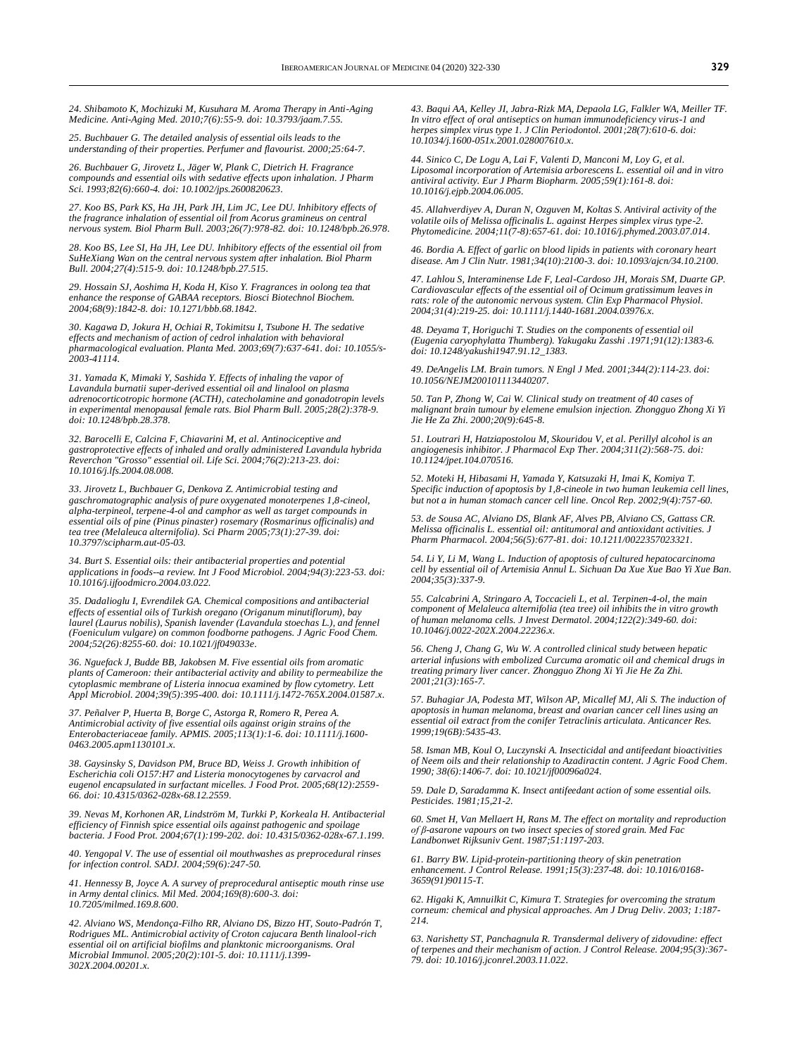*24. Shibamoto K, Mochizuki M, Kusuhara M. Aroma Therapy in Anti-Aging Medicine. Anti-Aging Med. 2010;7(6):55-9. doi: 10.3793/jaam.7.55.*

*25. Buchbauer G. The detailed analysis of essential oils leads to the understanding of their properties. Perfumer and flavourist. 2000;25:64-7.*

*26. Buchbauer G, Jirovetz L, Jäger W, Plank C, Dietrich H. Fragrance compounds and essential oils with sedative effects upon inhalation. J Pharm Sci. 1993;82(6):660-4. doi: 10.1002/jps.2600820623.*

*27. Koo BS, Park KS, Ha JH, Park JH, Lim JC, Lee DU. Inhibitory effects of the fragrance inhalation of essential oil from Acorus gramineus on central nervous system. Biol Pharm Bull. 2003;26(7):978-82. doi: 10.1248/bpb.26.978.*

*28. Koo BS, Lee SI, Ha JH, Lee DU. Inhibitory effects of the essential oil from SuHeXiang Wan on the central nervous system after inhalation. Biol Pharm Bull. 2004;27(4):515-9. doi: 10.1248/bpb.27.515.*

*29. Hossain SJ, Aoshima H, Koda H, Kiso Y. Fragrances in oolong tea that enhance the response of GABAA receptors. Biosci Biotechnol Biochem. 2004;68(9):1842-8. doi: 10.1271/bbb.68.1842.*

*30. Kagawa D, Jokura H, Ochiai R, Tokimitsu I, Tsubone H. The sedative effects and mechanism of action of cedrol inhalation with behavioral pharmacological evaluation. Planta Med. 2003;69(7):637-641. doi: 10.1055/s-2003-41114.*

*31. Yamada K, Mimaki Y, Sashida Y. Effects of inhaling the vapor of Lavandula burnatii super-derived essential oil and linalool on plasma adrenocorticotropic hormone (ACTH), catecholamine and gonadotropin levels in experimental menopausal female rats. Biol Pharm Bull. 2005;28(2):378-9. doi: 10.1248/bpb.28.378.*

*32. Barocelli E, Calcina F, Chiavarini M, et al. Antinociceptive and gastroprotective effects of inhaled and orally administered Lavandula hybrida Reverchon "Grosso" essential oil. Life Sci. 2004;76(2):213-23. doi: 10.1016/j.lfs.2004.08.008.*

*33. Jirovetz L, Buchbauer G, Denkova Z. Antimicrobial testing and gaschromatographic analysis of pure oxygenated monoterpenes 1,8-cineol, alpha-terpineol, terpene-4-ol and camphor as well as target compounds in essential oils of pine (Pinus pinaster) rosemary (Rosmarinus officinalis) and tea tree (Melaleuca alternifolia). Sci Pharm 2005;73(1):27-39. doi: 10.3797/scipharm.aut-05-03.*

*34. Burt S. Essential oils: their antibacterial properties and potential applications in foods--a review. Int J Food Microbiol. 2004;94(3):223-53. doi: 10.1016/j.ijfoodmicro.2004.03.022.*

*35. Dadalioglu I, Evrendilek GA. Chemical compositions and antibacterial effects of essential oils of Turkish oregano (Origanum minutiflorum), bay laurel (Laurus nobilis), Spanish lavender (Lavandula stoechas L.), and fennel (Foeniculum vulgare) on common foodborne pathogens. J Agric Food Chem. 2004;52(26):8255-60. doi: 10.1021/jf049033e.*

*36. Nguefack J, Budde BB, Jakobsen M. Five essential oils from aromatic plants of Cameroon: their antibacterial activity and ability to permeabilize the cytoplasmic membrane of Listeria innocua examined by flow cytometry. Lett Appl Microbiol. 2004;39(5):395-400. doi: 10.1111/j.1472-765X.2004.01587.x.*

*37. Peñalver P, Huerta B, Borge C, Astorga R, Romero R, Perea A. Antimicrobial activity of five essential oils against origin strains of the Enterobacteriaceae family. APMIS. 2005;113(1):1-6. doi: 10.1111/j.1600-0463.2005.apm1130101.x.*

*38. Gaysinsky S, Davidson PM, Bruce BD, Weiss J. Growth inhibition of Escherichia coli O157:H7 and Listeria monocytogenes by carvacrol and eugenol encapsulated in surfactant micelles. J Food Prot. 2005;68(12):2559-66. doi: 10.4315/0362-028x-68.12.2559.*

*39. Nevas M, Korhonen AR, Lindström M, Turkki P, Korkeala H. Antibacterial efficiency of Finnish spice essential oils against pathogenic and spoilage bacteria. J Food Prot. 2004;67(1):199-202. doi: 10.4315/0362-028x-67.1.199.*

*40. Yengopal V. The use of essential oil mouthwashes as preprocedural rinses for infection control. SADJ. 2004;59(6):247-50.*

*41. Hennessy B, Joyce A. A survey of preprocedural antiseptic mouth rinse use in Army dental clinics. Mil Med. 2004;169(8):600-3. doi: 10.7205/milmed.169.8.600.*

*42. Alviano WS, Mendonça-Filho RR, Alviano DS, Bizzo HT, Souto-Padrón T, Rodrigues ML. Antimicrobial activity of Croton cajucara Benth linalool-rich essential oil on artificial biofilms and planktonic microorganisms. Oral Microbial Immunol. 2005;20(2):101-5. doi: 10.1111/j.1399-302X.2004.00201.x.*

*43. Baqui AA, Kelley JI, Jabra-Rizk MA, Depaola LG, Falkler WA, Meiller TF. In vitro effect of oral antiseptics on human immunodeficiency virus-1 and herpes simplex virus type 1. J Clin Periodontol. 2001;28(7):610-6. doi: 10.1034/j.1600-051x.2001.028007610.x.*

*44. Sinico C, De Logu A, Lai F, Valenti D, Manconi M, Loy G, et al. Liposomal incorporation of Artemisia arborescens L. essential oil and in vitro antiviral activity. Eur J Pharm Biopharm. 2005;59(1):161-8. doi: 10.1016/j.ejpb.2004.06.005.*

*45. Allahverdiyev A, Duran N, Ozguven M, Koltas S. Antiviral activity of the volatile oils of Melissa officinalis L. against Herpes simplex virus type-2. Phytomedicine. 2004;11(7-8):657-61. doi: 10.1016/j.phymed.2003.07.014.*

*46. Bordia A. Effect of garlic on blood lipids in patients with coronary heart disease. Am J Clin Nutr. 1981;34(10):2100-3. doi: 10.1093/ajcn/34.10.2100.*

*47. Lahlou S, Interaminense Lde F, Leal-Cardoso JH, Morais SM, Duarte GP. Cardiovascular effects of the essential oil of Ocimum gratissimum leaves in rats: role of the autonomic nervous system. Clin Exp Pharmacol Physiol. 2004;31(4):219-25. doi: 10.1111/j.1440-1681.2004.03976.x.*

*48. Deyama T, Horiguchi T. Studies on the components of essential oil (Eugenia caryophylatta Thumberg). Yakugaku Zasshi .1971;91(12):1383-6. doi: 10.1248/yakushi1947.91.12_1383.*

*49. DeAngelis LM. Brain tumors. N Engl J Med. 2001;344(2):114-23. doi: 10.1056/NEJM200101113440207.*

*50. Tan P, Zhong W, Cai W. Clinical study on treatment of 40 cases of malignant brain tumour by elemene emulsion injection. Zhongguo Zhong Xi Yi Jie He Za Zhi. 2000;20(9):645-8.*

*51. Loutrari H, Hatziapostolou M, Skouridou V, et al. Perillyl alcohol is an angiogenesis inhibitor. J Pharmacol Exp Ther. 2004;311(2):568-75. doi: 10.1124/jpet.104.070516.*

*52. Moteki H, Hibasami H, Yamada Y, Katsuzaki H, Imai K, Komiya T. Specific induction of apoptosis by 1,8-cineole in two human leukemia cell lines, but not a in human stomach cancer cell line. Oncol Rep. 2002;9(4):757-60.*

*53. de Sousa AC, Alviano DS, Blank AF, Alves PB, Alviano CS, Gattass CR. Melissa officinalis L. essential oil: antitumoral and antioxidant activities. J Pharm Pharmacol. 2004;56(5):677-81. doi: 10.1211/0022357023321.*

*54. Li Y, Li M, Wang L. Induction of apoptosis of cultured hepatocarcinoma cell by essential oil of Artemisia Annul L. Sichuan Da Xue Xue Bao Yi Xue Ban. 2004;35(3):337-9.*

*55. Calcabrini A, Stringaro A, Toccacieli L, et al. Terpinen-4-ol, the main component of Melaleuca alternifolia (tea tree) oil inhibits the in vitro growth of human melanoma cells. J Invest Dermatol. 2004;122(2):349-60. doi: 10.1046/j.0022-202X.2004.22236.x.*

*56. Cheng J, Chang G, Wu W. A controlled clinical study between hepatic arterial infusions with embolized Curcuma aromatic oil and chemical drugs in treating primary liver cancer. Zhongguo Zhong Xi Yi Jie He Za Zhi. 2001;21(3):165-7.*

*57. Buhagiar JA, Podesta MT, Wilson AP, Micallef MJ, Ali S. The induction of apoptosis in human melanoma, breast and ovarian cancer cell lines using an essential oil extract from the conifer Tetraclinis articulata. Anticancer Res. 1999;19(6B):5435-43.*

*58. Isman MB, Koul O, Luczynski A. Insecticidal and antifeedant bioactivities of Neem oils and their relationship to Azadiractin content. J Agric Food Chem. 1990; 38(6):1406-7. doi: 10.1021/jf00096a024.*

*59. Dale D, Saradamma K. Insect antifeedant action of some essential oils. Pesticides. 1981;15,21-2.*

*60. Smet H, Van Mellaert H, Rans M. The effect on mortality and reproduction of β-asarone vapours on two insect species of stored grain. Med Fac Landbonwet Rijksuniv Gent. 1987;51:1197-203.*

*61. Barry BW. Lipid-protein-partitioning theory of skin penetration enhancement. J Control Release. 1991;15(3):237-48. doi: 10.1016/0168-3659(91)90115-T.*

*62. Higaki K, Amnuilkit C, Kimura T. Strategies for overcoming the stratum corneum: chemical and physical approaches. Am J Drug Deliv. 2003; 1:187-214.*

*63. Narishetty ST, Panchagnula R. Transdermal delivery of zidovudine: effect of terpenes and their mechanism of action. J Control Release. 2004;95(3):367-79. doi: 10.1016/j.jconrel.2003.11.022.*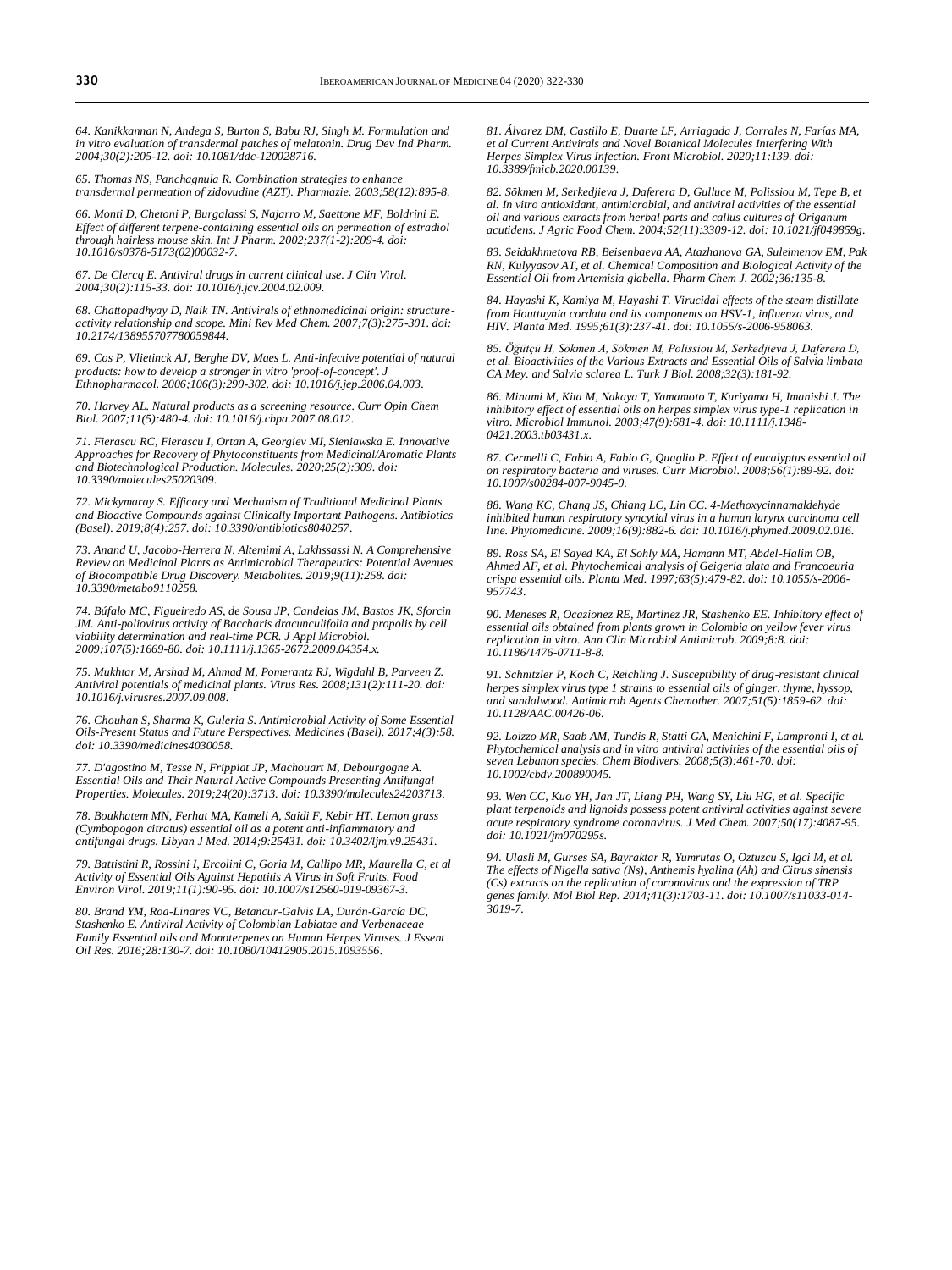*64. Kanikkannan N, Andega S, Burton S, Babu RJ, Singh M. Formulation and in vitro evaluation of transdermal patches of melatonin. Drug Dev Ind Pharm. 2004;30(2):205-12. doi: 10.1081/ddc-120028716.*

*65. Thomas NS, Panchagnula R. Combination strategies to enhance transdermal permeation of zidovudine (AZT). Pharmazie. 2003;58(12):895-8.*

*66. Monti D, Chetoni P, Burgalassi S, Najarro M, Saettone MF, Boldrini E. Effect of different terpene-containing essential oils on permeation of estradiol through hairless mouse skin. Int J Pharm. 2002;237(1-2):209-4. doi: 10.1016/s0378-5173(02)00032-7.*

*67. De Clercq E. Antiviral drugs in current clinical use. J Clin Virol. 2004;30(2):115-33. doi: 10.1016/j.jcv.2004.02.009.*

*68. Chattopadhyay D, Naik TN. Antivirals of ethnomedicinal origin: structure-activity relationship and scope. Mini Rev Med Chem. 2007;7(3):275-301. doi: 10.2174/138955707780059844.*

*69. Cos P, Vlietinck AJ, Berghe DV, Maes L. Anti-infective potential of natural products: how to develop a stronger in vitro 'proof-of-concept'. J Ethnopharmacol. 2006;106(3):290-302. doi: 10.1016/j.jep.2006.04.003.*

*70. Harvey AL. Natural products as a screening resource. Curr Opin Chem Biol. 2007;11(5):480-4. doi: 10.1016/j.cbpa.2007.08.012.*

*71. Fierascu RC, Fierascu I, Ortan A, Georgiev MI, Sieniawska E. Innovative Approaches for Recovery of Phytoconstituents from Medicinal/Aromatic Plants and Biotechnological Production. Molecules. 2020;25(2):309. doi: 10.3390/molecules25020309.*

*72. Mickymaray S. Efficacy and Mechanism of Traditional Medicinal Plants and Bioactive Compounds against Clinically Important Pathogens. Antibiotics (Basel). 2019;8(4):257. doi: 10.3390/antibiotics8040257.*

*73. Anand U, Jacobo-Herrera N, Altemimi A, Lakhssassi N. A Comprehensive Review on Medicinal Plants as Antimicrobial Therapeutics: Potential Avenues of Biocompatible Drug Discovery. Metabolites. 2019;9(11):258. doi: 10.3390/metabo9110258.*

*74. Búfalo MC, Figueiredo AS, de Sousa JP, Candeias JM, Bastos JK, Sforcin JM. Anti-poliovirus activity of Baccharis dracunculifolia and propolis by cell viability determination and real-time PCR. J Appl Microbiol. 2009;107(5):1669-80. doi: 10.1111/j.1365-2672.2009.04354.x.*

*75. Mukhtar M, Arshad M, Ahmad M, Pomerantz RJ, Wigdahl B, Parveen Z. Antiviral potentials of medicinal plants. Virus Res. 2008;131(2):111-20. doi: 10.1016/j.virusres.2007.09.008.*

*76. Chouhan S, Sharma K, Guleria S. Antimicrobial Activity of Some Essential Oils-Present Status and Future Perspectives. Medicines (Basel). 2017;4(3):58. doi: 10.3390/medicines4030058.*

*77. D'agostino M, Tesse N, Frippiat JP, Machouart M, Debourgogne A. Essential Oils and Their Natural Active Compounds Presenting Antifungal Properties. Molecules. 2019;24(20):3713. doi: 10.3390/molecules24203713.*

*78. Boukhatem MN, Ferhat MA, Kameli A, Saidi F, Kebir HT. Lemon grass (Cymbopogon citratus) essential oil as a potent anti-inflammatory and antifungal drugs. Libyan J Med. 2014;9:25431. doi: 10.3402/ljm.v9.25431.*

*79. Battistini R, Rossini I, Ercolini C, Goria M, Callipo MR, Maurella C, et al Activity of Essential Oils Against Hepatitis A Virus in Soft Fruits. Food Environ Virol. 2019;11(1):90-95. doi: 10.1007/s12560-019-09367-3.*

*80. Brand YM, Roa-Linares VC, Betancur-Galvis LA, Durán-García DC, Stashenko E. Antiviral Activity of Colombian Labiatae and Verbenaceae Family Essential oils and Monoterpenes on Human Herpes Viruses. J Essent Oil Res. 2016;28:130-7. doi: 10.1080/10412905.2015.1093556.*

*81. Álvarez DM, Castillo E, Duarte LF, Arriagada J, Corrales N, Farías MA, et al Current Antivirals and Novel Botanical Molecules Interfering With Herpes Simplex Virus Infection. Front Microbiol. 2020;11:139. doi: 10.3389/fmicb.2020.00139.*

*82. Sökmen M, Serkedjieva J, Daferera D, Gulluce M, Polissiou M, Tepe B, et al. In vitro antioxidant, antimicrobial, and antiviral activities of the essential oil and various extracts from herbal parts and callus cultures of Origanum acutidens. J Agric Food Chem. 2004;52(11):3309-12. doi: 10.1021/jf049859g.*

*83. Seidakhmetova RB, Beisenbaeva AA, Atazhanova GA, Suleimenov EM, Pak RN, Kulyyasov AT, et al. Chemical Composition and Biological Activity of the Essential Oil from Artemisia glabella. Pharm Chem J. 2002;36:135-8.*

*84. Hayashi K, Kamiya M, Hayashi T. Virucidal effects of the steam distillate from Houttuynia cordata and its components on HSV-1, influenza virus, and HIV. Planta Med. 1995;61(3):237-41. doi: 10.1055/s-2006-958063.*

*85. Öğütçü H, Sökmen A, Sökmen M, Polissiou M, Serkedjieva J, Daferera D, et al. Bioactivities of the Various Extracts and Essential Oils of Salvia limbata CA Mey. and Salvia sclarea L. Turk J Biol. 2008;32(3):181-92.*

*86. Minami M, Kita M, Nakaya T, Yamamoto T, Kuriyama H, Imanishi J. The inhibitory effect of essential oils on herpes simplex virus type-1 replication in vitro. Microbiol Immunol. 2003;47(9):681-4. doi: 10.1111/j.1348-0421.2003.tb03431.x.*

*87. Cermelli C, Fabio A, Fabio G, Quaglio P. Effect of eucalyptus essential oil on respiratory bacteria and viruses. Curr Microbiol. 2008;56(1):89-92. doi: 10.1007/s00284-007-9045-0.*

*88. Wang KC, Chang JS, Chiang LC, Lin CC. 4-Methoxycinnamaldehyde inhibited human respiratory syncytial virus in a human larynx carcinoma cell line. Phytomedicine. 2009;16(9):882-6. doi: 10.1016/j.phymed.2009.02.016.*

*89. Ross SA, El Sayed KA, El Sohly MA, Hamann MT, Abdel-Halim OB, Ahmed AF, et al. Phytochemical analysis of Geigeria alata and Francoeuria crispa essential oils. Planta Med. 1997;63(5):479-82. doi: 10.1055/s-2006-957743.*

*90. Meneses R, Ocazionez RE, Martínez JR, Stashenko EE. Inhibitory effect of essential oils obtained from plants grown in Colombia on yellow fever virus replication in vitro. Ann Clin Microbiol Antimicrob. 2009;8:8. doi: 10.1186/1476-0711-8-8.*

*91. Schnitzler P, Koch C, Reichling J. Susceptibility of drug-resistant clinical herpes simplex virus type 1 strains to essential oils of ginger, thyme, hyssop, and sandalwood. Antimicrob Agents Chemother. 2007;51(5):1859-62. doi: 10.1128/AAC.00426-06.*

*92. Loizzo MR, Saab AM, Tundis R, Statti GA, Menichini F, Lampronti I, et al. Phytochemical analysis and in vitro antiviral activities of the essential oils of seven Lebanon species. Chem Biodivers. 2008;5(3):461-70. doi: 10.1002/cbdv.200890045.*

*93. Wen CC, Kuo YH, Jan JT, Liang PH, Wang SY, Liu HG, et al. Specific plant terpenoids and lignoids possess potent antiviral activities against severe acute respiratory syndrome coronavirus. J Med Chem. 2007;50(17):4087-95. doi: 10.1021/jm070295s.*

*94. Ulasli M, Gurses SA, Bayraktar R, Yumrutas O, Oztuzcu S, Igci M, et al. The effects of Nigella sativa (Ns), Anthemis hyalina (Ah) and Citrus sinensis (Cs) extracts on the replication of coronavirus and the expression of TRP genes family. Mol Biol Rep. 2014;41(3):1703-11. doi: 10.1007/s11033-014-3019-7.*